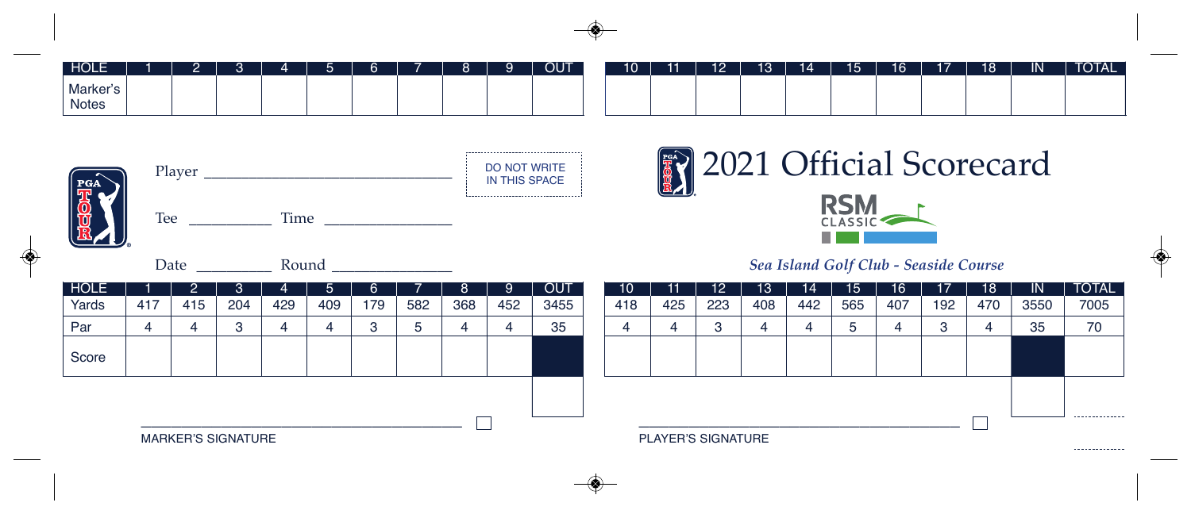| HOLE | 1 | 2 | 3 | 4 | 5 | 6 | 7 | 8 | 9 | OUT | 10 | 11 | 12 | 13 | 14 | 15 | 16 | 17 | 18 | IN | TOTAL |
|---|---|---|---|---|---|---|---|---|---|---|---|---|---|---|---|---|---|---|---|---|---|
| Marker's Notes | | | | | | | | | | | | | | | | | | | | | |

Player ______________________________

DO NOT WRITE IN THIS SPACE

Tee __________ Time ______________

Date _________ Round ______________

# 2021 Official Scorecard

RSM CLASSIC

*Sea Island Golf Club - Seaside Course*

| HOLE | 1 | 2 | 3 | 4 | 5 | 6 | 7 | 8 | 9 | OUT | 10 | 11 | 12 | 13 | 14 | 15 | 16 | 17 | 18 | IN | TOTAL |
|---|---|---|---|---|---|---|---|---|---|---|---|---|---|---|---|---|---|---|---|---|---|
| Yards | 417 | 415 | 204 | 429 | 409 | 179 | 582 | 368 | 452 | 3455 | 418 | 425 | 223 | 408 | 442 | 565 | 407 | 192 | 470 | 3550 | 7005 |
| Par | 4 | 4 | 3 | 4 | 4 | 3 | 5 | 4 | 4 | 35 | 4 | 4 | 3 | 4 | 4 | 5 | 4 | 3 | 4 | 35 | 70 |
| Score | | | | | | | | | | | | | | | | | | | | | |

MARKER'S SIGNATURE

PLAYER'S SIGNATURE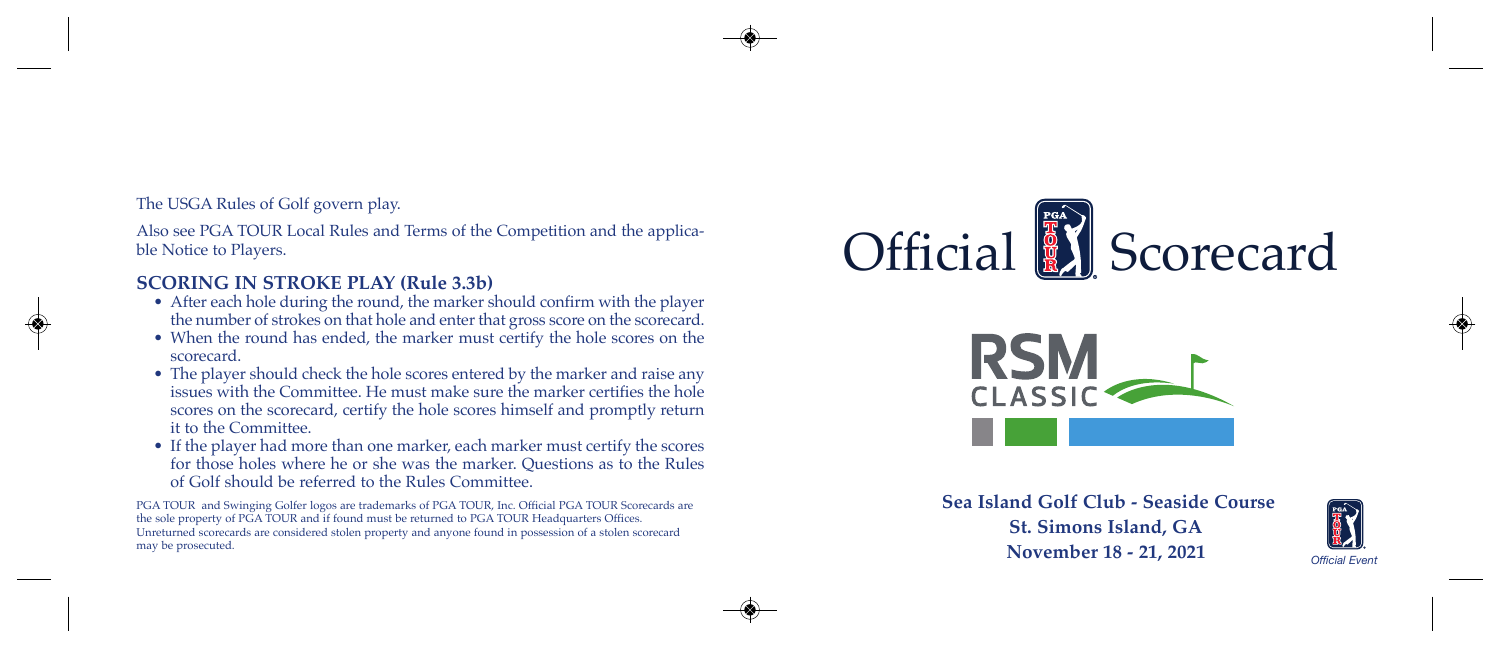The USGA Rules of Golf govern play.

Also see PGA TOUR Local Rules and Terms of the Competition and the applicable Notice to Players.

## SCORING IN STROKE PLAY (Rule 3.3b)

- After each hole during the round, the marker should confirm with the player the number of strokes on that hole and enter that gross score on the scorecard.
- When the round has ended, the marker must certify the hole scores on the scorecard.
- The player should check the hole scores entered by the marker and raise any issues with the Committee. He must make sure the marker certifies the hole scores on the scorecard, certify the hole scores himself and promptly return it to the Committee.
- If the player had more than one marker, each marker must certify the scores for those holes where he or she was the marker. Questions as to the Rules of Golf should be referred to the Rules Committee.

PGA TOUR and Swinging Golfer logos are trademarks of PGA TOUR, Inc. Official PGA TOUR Scorecards are the sole property of PGA TOUR and if found must be returned to PGA TOUR Headquarters Offices. Unreturned scorecards are considered stolen property and anyone found in possession of a stolen scorecard may be prosecuted.

# Official Scorecard

RSM CLASSIC

**Sea Island Golf Club - Seaside Course**
**St. Simons Island, GA**
**November 18 - 21, 2021**

*Official Event*